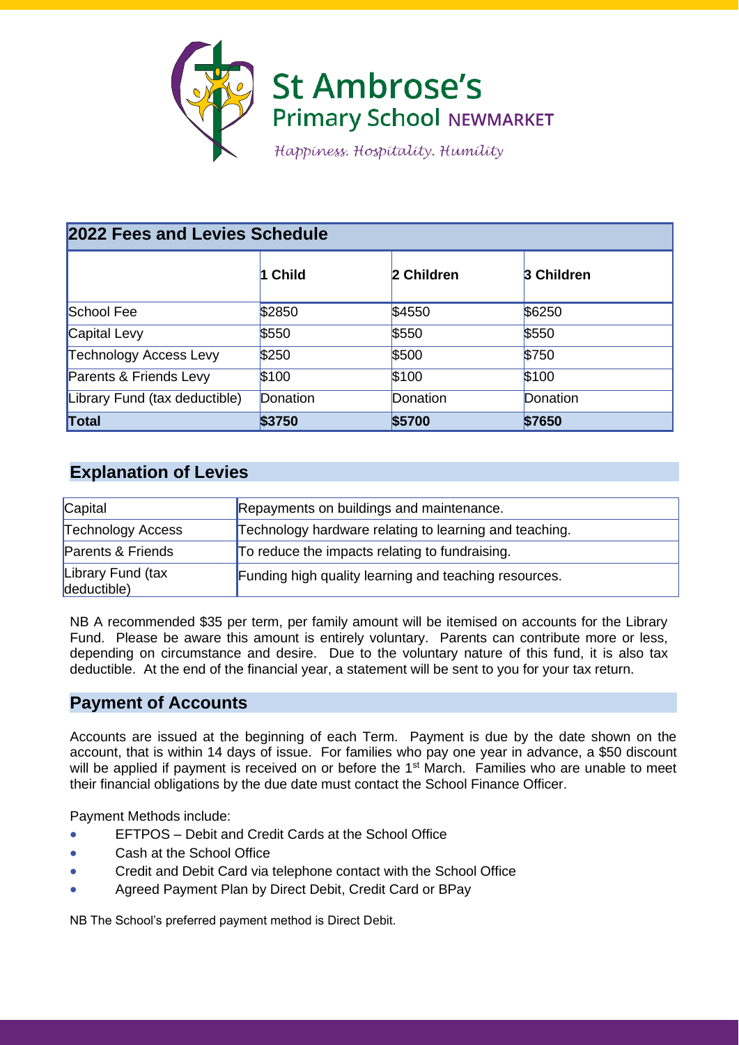# St Ambrose's Primary School NEWMARKET

*Happiness. Hospitality. Humility*

| 2022 Fees and Levies Schedule | | | |
|---|---|---|---|
| | **1 Child** | **2 Children** | **3 Children** |
| School Fee | $2850 | $4550 | $6250 |
| Capital Levy | $550 | $550 | $550 |
| Technology Access Levy | $250 | $500 | $750 |
| Parents & Friends Levy | $100 | $100 | $100 |
| Library Fund (tax deductible) | Donation | Donation | Donation |
| **Total** | **$3750** | **$5700** | **$7650** |

## Explanation of Levies

| | |
|---|---|
| Capital | Repayments on buildings and maintenance. |
| Technology Access | Technology hardware relating to learning and teaching. |
| Parents & Friends | To reduce the impacts relating to fundraising. |
| Library Fund (tax deductible) | Funding high quality learning and teaching resources. |

NB A recommended $35 per term, per family amount will be itemised on accounts for the Library Fund. Please be aware this amount is entirely voluntary. Parents can contribute more or less, depending on circumstance and desire. Due to the voluntary nature of this fund, it is also tax deductible. At the end of the financial year, a statement will be sent to you for your tax return.

## Payment of Accounts

Accounts are issued at the beginning of each Term. Payment is due by the date shown on the account, that is within 14 days of issue. For families who pay one year in advance, a $50 discount will be applied if payment is received on or before the 1st March. Families who are unable to meet their financial obligations by the due date must contact the School Finance Officer.

Payment Methods include:

- EFTPOS – Debit and Credit Cards at the School Office
- Cash at the School Office
- Credit and Debit Card via telephone contact with the School Office
- Agreed Payment Plan by Direct Debit, Credit Card or BPay

NB The School's preferred payment method is Direct Debit.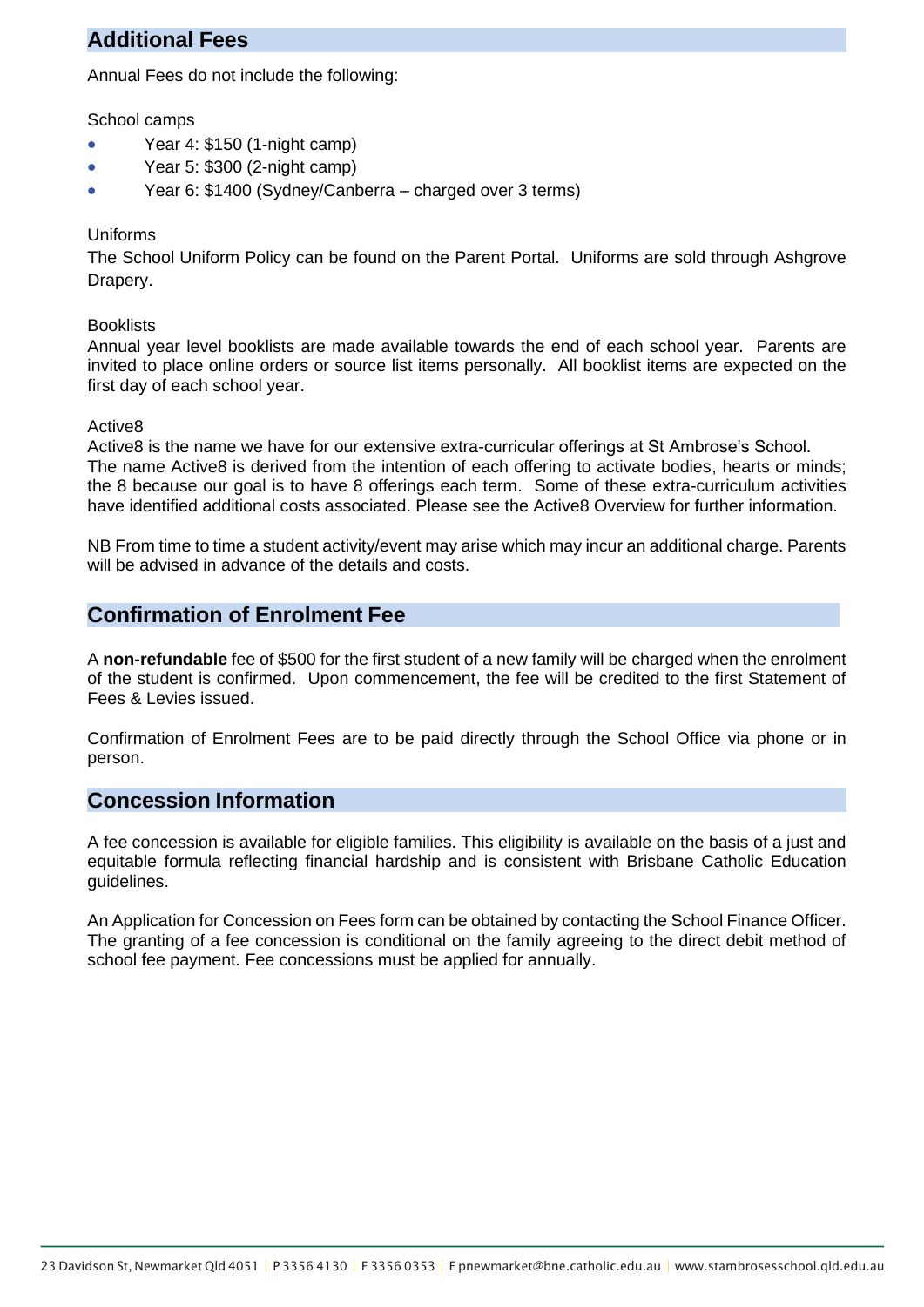## Additional Fees

Annual Fees do not include the following:

School camps

- Year 4: $150 (1-night camp)
- Year 5: $300 (2-night camp)
- Year 6: $1400 (Sydney/Canberra – charged over 3 terms)

Uniforms

The School Uniform Policy can be found on the Parent Portal. Uniforms are sold through Ashgrove Drapery.

Booklists

Annual year level booklists are made available towards the end of each school year. Parents are invited to place online orders or source list items personally. All booklist items are expected on the first day of each school year.

Active8

Active8 is the name we have for our extensive extra-curricular offerings at St Ambrose's School. The name Active8 is derived from the intention of each offering to activate bodies, hearts or minds; the 8 because our goal is to have 8 offerings each term. Some of these extra-curriculum activities have identified additional costs associated. Please see the Active8 Overview for further information.

NB From time to time a student activity/event may arise which may incur an additional charge. Parents will be advised in advance of the details and costs.

## Confirmation of Enrolment Fee

A **non-refundable** fee of $500 for the first student of a new family will be charged when the enrolment of the student is confirmed. Upon commencement, the fee will be credited to the first Statement of Fees & Levies issued.

Confirmation of Enrolment Fees are to be paid directly through the School Office via phone or in person.

## Concession Information

A fee concession is available for eligible families. This eligibility is available on the basis of a just and equitable formula reflecting financial hardship and is consistent with Brisbane Catholic Education guidelines.

An Application for Concession on Fees form can be obtained by contacting the School Finance Officer. The granting of a fee concession is conditional on the family agreeing to the direct debit method of school fee payment. Fee concessions must be applied for annually.